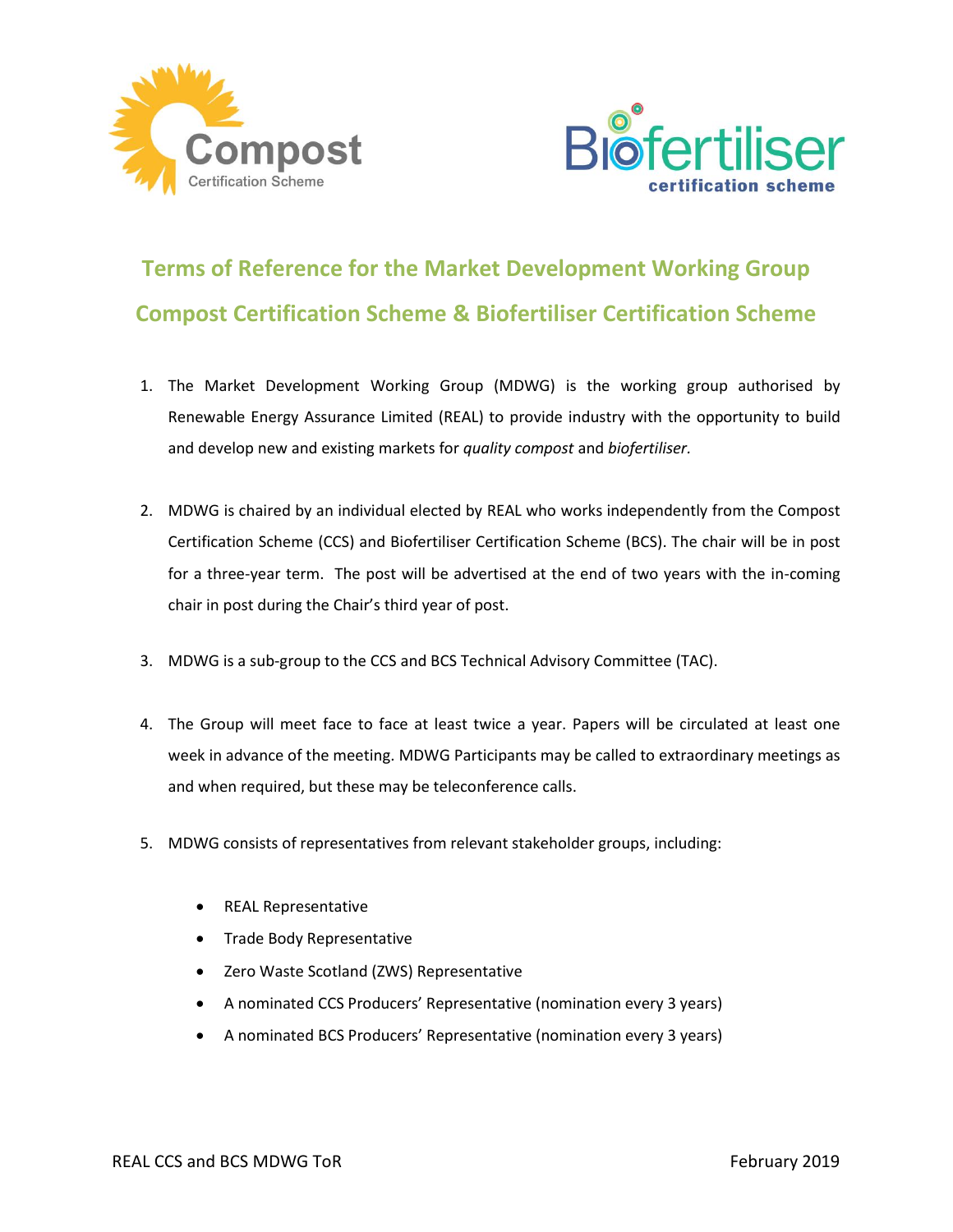# Terms of Reference for the Market Development Working Group

## Compost Certification Scheme & Biofertiliser Certification Scheme

1. The Market Development Working Group (MDWG) is the working group authorised by Renewable Energy Assurance Limited (REAL) to provide industry with the opportunity to build and develop new and existing markets for *quality compost* and *biofertiliser*.

2. MDWG is chaired by an individual elected by REAL who works independently from the Compost Certification Scheme (CCS) and Biofertiliser Certification Scheme (BCS). The chair will be in post for a three-year term. The post will be advertised at the end of two years with the in-coming chair in post during the Chair's third year of post.

3. MDWG is a sub-group to the CCS and BCS Technical Advisory Committee (TAC).

4. The Group will meet face to face at least twice a year. Papers will be circulated at least one week in advance of the meeting. MDWG Participants may be called to extraordinary meetings as and when required, but these may be teleconference calls.

5. MDWG consists of representatives from relevant stakeholder groups, including:

   - REAL Representative
   - Trade Body Representative
   - Zero Waste Scotland (ZWS) Representative
   - A nominated CCS Producers' Representative (nomination every 3 years)
   - A nominated BCS Producers' Representative (nomination every 3 years)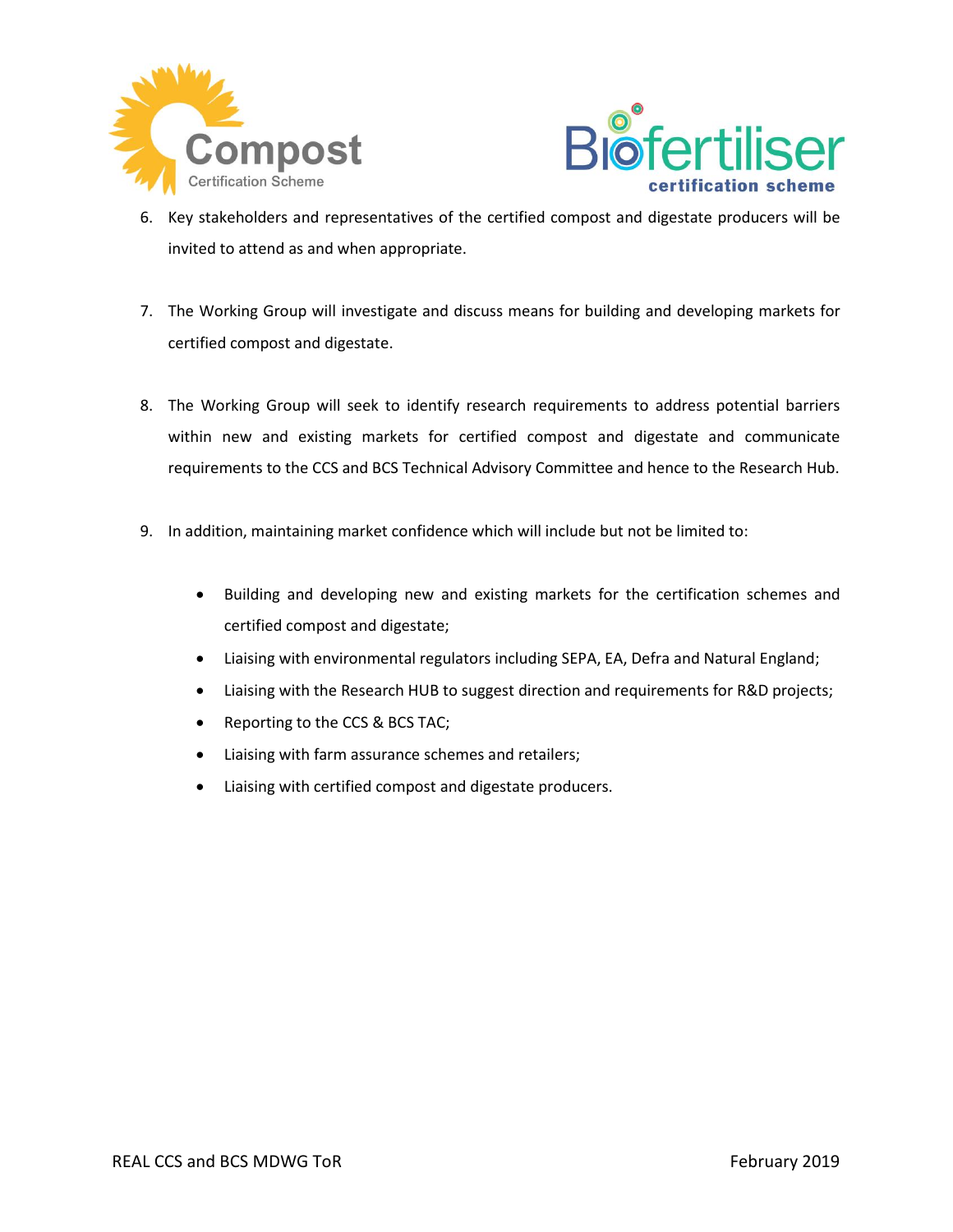6. Key stakeholders and representatives of the certified compost and digestate producers will be invited to attend as and when appropriate.

7. The Working Group will investigate and discuss means for building and developing markets for certified compost and digestate.

8. The Working Group will seek to identify research requirements to address potential barriers within new and existing markets for certified compost and digestate and communicate requirements to the CCS and BCS Technical Advisory Committee and hence to the Research Hub.

9. In addition, maintaining market confidence which will include but not be limited to:

   - Building and developing new and existing markets for the certification schemes and certified compost and digestate;
   - Liaising with environmental regulators including SEPA, EA, Defra and Natural England;
   - Liaising with the Research HUB to suggest direction and requirements for R&D projects;
   - Reporting to the CCS & BCS TAC;
   - Liaising with farm assurance schemes and retailers;
   - Liaising with certified compost and digestate producers.